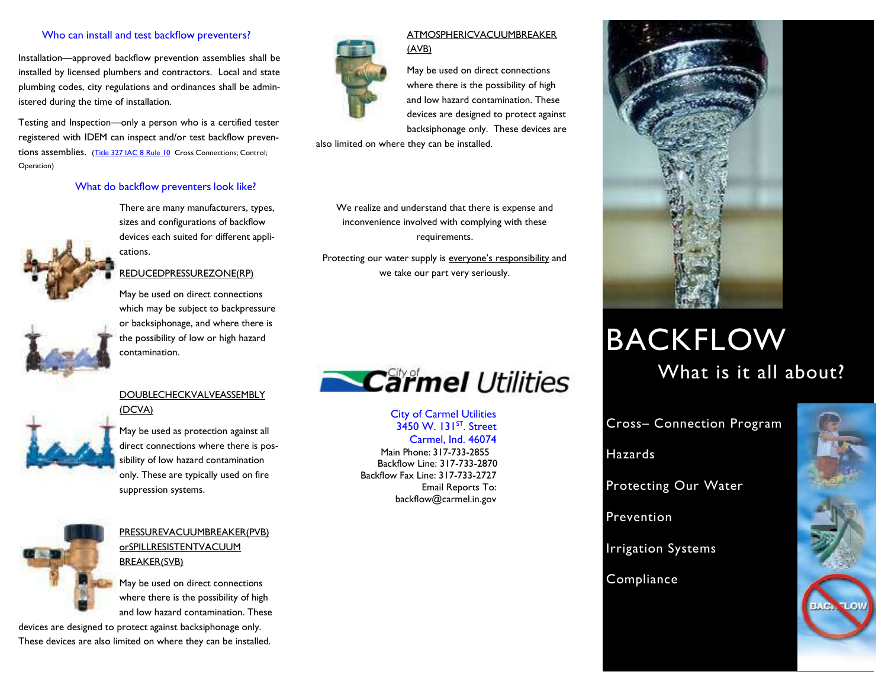## Who can install and test backflow preventers?

Installation—approved backflow prevention assemblies shall be installed by licensed plumbers and contractors. Local and state plumbing codes, city regulations and ordinances shall be administered during the time of installation.

Testing and Inspection—only a person who is a certified tester registered with IDEM can inspect and/or test backflow preventions assemblies. (Title 327 IAC 8 Rule 10 Cross Connections; Control; Operation)

## What do backflow preventers look like?

There are many manufacturers, types, sizes and configurations of backflow devices each suited for different applications.

REDUCEDPRESSUREZONE(RP)

May be used on direct connections which may be subject to backpressure or backsiphonage, and where there is the possibility of low or high hazard contamination.

DOUBLECHECKVALVEASSEMBLY (DCVA)

May be used as protection against all direct connections where there is possibility of low hazard contamination only. These are typically used on fire suppression systems.

PRESSUREVACUUMBREAKER(PVB) orSPILLRESISTENTVACUUM BREAKER(SVB)

May be used on direct connections where there is the possibility of high and low hazard contamination. These devices are designed to protect against backsiphonage only. These devices are also limited on where they can be installed.

ATMOSPHERICVACUUMBREAKER (AVB)

May be used on direct connections where there is the possibility of high and low hazard contamination. These devices are designed to protect against backsiphonage only. These devices are also limited on where they can be installed.

We realize and understand that there is expense and inconvenience involved with complying with these requirements.

Protecting our water supply is everyone's responsibility and we take our part very seriously.

City of Carmel Utilities

City of Carmel Utilities
3450 W. 131ST. Street
Carmel, Ind. 46074
Main Phone: 317-733-2855
Backflow Line: 317-733-2870
Backflow Fax Line: 317-733-2727
Email Reports To:
backflow@carmel.in.gov

# BACKFLOW

## What is it all about?

- Cross– Connection Program
- Hazards
- Protecting Our Water
- Prevention
- Irrigation Systems
- Compliance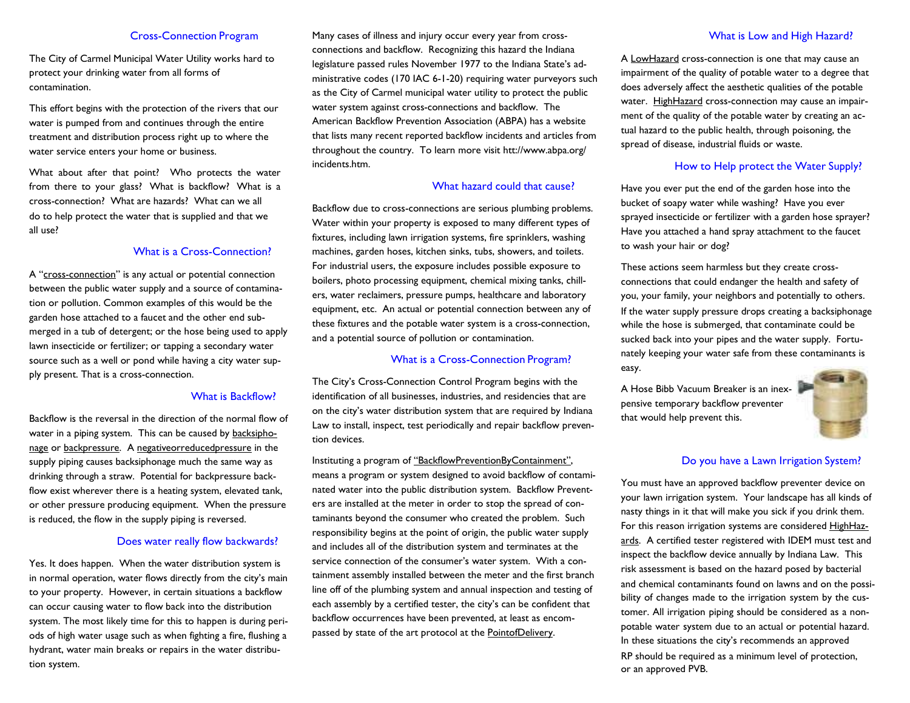## Cross-Connection Program

The City of Carmel Municipal Water Utility works hard to protect your drinking water from all forms of contamination.

This effort begins with the protection of the rivers that our water is pumped from and continues through the entire treatment and distribution process right up to where the water service enters your home or business.

What about after that point? Who protects the water from there to your glass? What is backflow? What is a cross-connection? What are hazards? What can we all do to help protect the water that is supplied and that we all use?

## What is a Cross-Connection?

A "cross-connection" is any actual or potential connection between the public water supply and a source of contamination or pollution. Common examples of this would be the garden hose attached to a faucet and the other end submerged in a tub of detergent; or the hose being used to apply lawn insecticide or fertilizer; or tapping a secondary water source such as a well or pond while having a city water supply present. That is a cross-connection.

## What is Backflow?

Backflow is the reversal in the direction of the normal flow of water in a piping system. This can be caused by backsiphonage or backpressure. A negativeorreducedpressure in the supply piping causes backsiphonage much the same way as drinking through a straw. Potential for backpressure backflow exist wherever there is a heating system, elevated tank, or other pressure producing equipment. When the pressure is reduced, the flow in the supply piping is reversed.

## Does water really flow backwards?

Yes. It does happen. When the water distribution system is in normal operation, water flows directly from the city's main to your property. However, in certain situations a backflow can occur causing water to flow back into the distribution system. The most likely time for this to happen is during periods of high water usage such as when fighting a fire, flushing a hydrant, water main breaks or repairs in the water distribution system.

Many cases of illness and injury occur every year from cross-connections and backflow. Recognizing this hazard the Indiana legislature passed rules November 1977 to the Indiana State's administrative codes (170 IAC 6-1-20) requiring water purveyors such as the City of Carmel municipal water utility to protect the public water system against cross-connections and backflow. The American Backflow Prevention Association (ABPA) has a website that lists many recent reported backflow incidents and articles from throughout the country. To learn more visit htt://www.abpa.org/incidents.htm.

## What hazard could that cause?

Backflow due to cross-connections are serious plumbing problems. Water within your property is exposed to many different types of fixtures, including lawn irrigation systems, fire sprinklers, washing machines, garden hoses, kitchen sinks, tubs, showers, and toilets. For industrial users, the exposure includes possible exposure to boilers, photo processing equipment, chemical mixing tanks, chillers, water reclaimers, pressure pumps, healthcare and laboratory equipment, etc. An actual or potential connection between any of these fixtures and the potable water system is a cross-connection, and a potential source of pollution or contamination.

## What is a Cross-Connection Program?

The City's Cross-Connection Control Program begins with the identification of all businesses, industries, and residencies that are on the city's water distribution system that are required by Indiana Law to install, inspect, test periodically and repair backflow prevention devices.

Instituting a program of "BackflowPreventionByContainment", means a program or system designed to avoid backflow of contaminated water into the public distribution system. Backflow Preventers are installed at the meter in order to stop the spread of contaminants beyond the consumer who created the problem. Such responsibility begins at the point of origin, the public water supply and includes all of the distribution system and terminates at the service connection of the consumer's water system. With a containment assembly installed between the meter and the first branch line off of the plumbing system and annual inspection and testing of each assembly by a certified tester, the city's can be confident that backflow occurrences have been prevented, at least as encompassed by state of the art protocol at the PointofDelivery.

## What is Low and High Hazard?

A LowHazard cross-connection is one that may cause an impairment of the quality of potable water to a degree that does adversely affect the aesthetic qualities of the potable water. HighHazard cross-connection may cause an impairment of the quality of the potable water by creating an actual hazard to the public health, through poisoning, the spread of disease, industrial fluids or waste.

## How to Help protect the Water Supply?

Have you ever put the end of the garden hose into the bucket of soapy water while washing? Have you ever sprayed insecticide or fertilizer with a garden hose sprayer? Have you attached a hand spray attachment to the faucet to wash your hair or dog?

These actions seem harmless but they create cross-connections that could endanger the health and safety of you, your family, your neighbors and potentially to others. If the water supply pressure drops creating a backsiphonage while the hose is submerged, that contaminate could be sucked back into your pipes and the water supply. Fortunately keeping your water safe from these contaminants is easy.

A Hose Bibb Vacuum Breaker is an inexpensive temporary backflow preventer that would help prevent this.

## Do you have a Lawn Irrigation System?

You must have an approved backflow preventer device on your lawn irrigation system. Your landscape has all kinds of nasty things in it that will make you sick if you drink them. For this reason irrigation systems are considered HighHazards. A certified tester registered with IDEM must test and inspect the backflow device annually by Indiana Law. This risk assessment is based on the hazard posed by bacterial and chemical contaminants found on lawns and on the possibility of changes made to the irrigation system by the customer. All irrigation piping should be considered as a non-potable water system due to an actual or potential hazard. In these situations the city's recommends an approved RP should be required as a minimum level of protection, or an approved PVB.